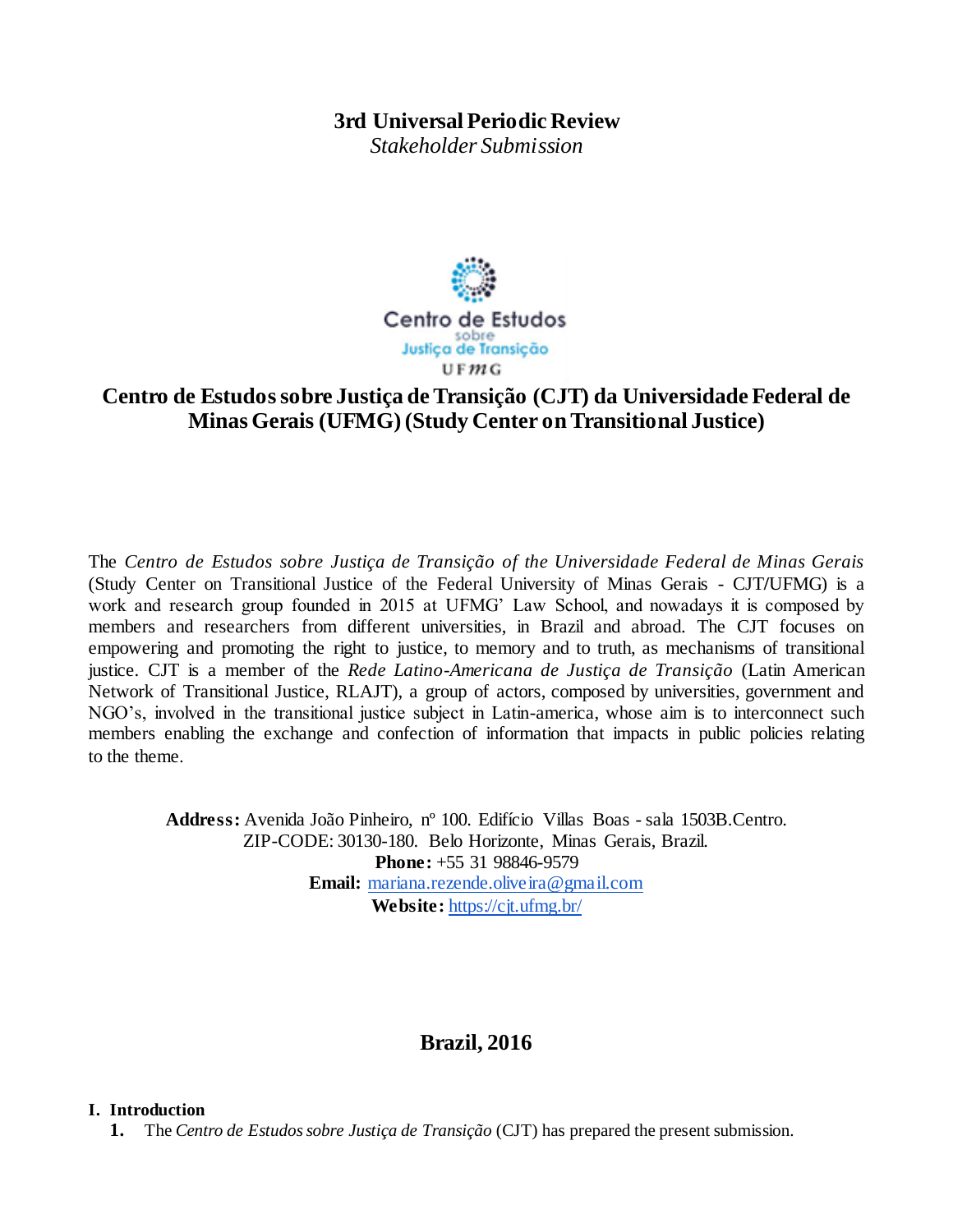**3rd Universal Periodic Review**
*Stakeholder Submission*

Centro de Estudos sobre Justiça de Transição UFMG

# Centro de Estudos sobre Justiça de Transição (CJT) da Universidade Federal de Minas Gerais (UFMG) (Study Center on Transitional Justice)

The *Centro de Estudos sobre Justiça de Transição of the Universidade Federal de Minas Gerais* (Study Center on Transitional Justice of the Federal University of Minas Gerais - CJT/UFMG) is a work and research group founded in 2015 at UFMG' Law School, and nowadays it is composed by members and researchers from different universities, in Brazil and abroad. The CJT focuses on empowering and promoting the right to justice, to memory and to truth, as mechanisms of transitional justice. CJT is a member of the *Rede Latino-Americana de Justiça de Transição* (Latin American Network of Transitional Justice, RLAJT), a group of actors, composed by universities, government and NGO's, involved in the transitional justice subject in Latin-america, whose aim is to interconnect such members enabling the exchange and confection of information that impacts in public policies relating to the theme.

**Address:** Avenida João Pinheiro, nº 100. Edifício Villas Boas - sala 1503B.Centro.
ZIP-CODE: 30130-180. Belo Horizonte, Minas Gerais, Brazil.
**Phone:** +55 31 98846-9579
**Email:** mariana.rezende.oliveira@gmail.com
**Website:** https://cjt.ufmg.br/

**Brazil, 2016**

## I. Introduction

1. The *Centro de Estudos sobre Justiça de Transição* (CJT) has prepared the present submission.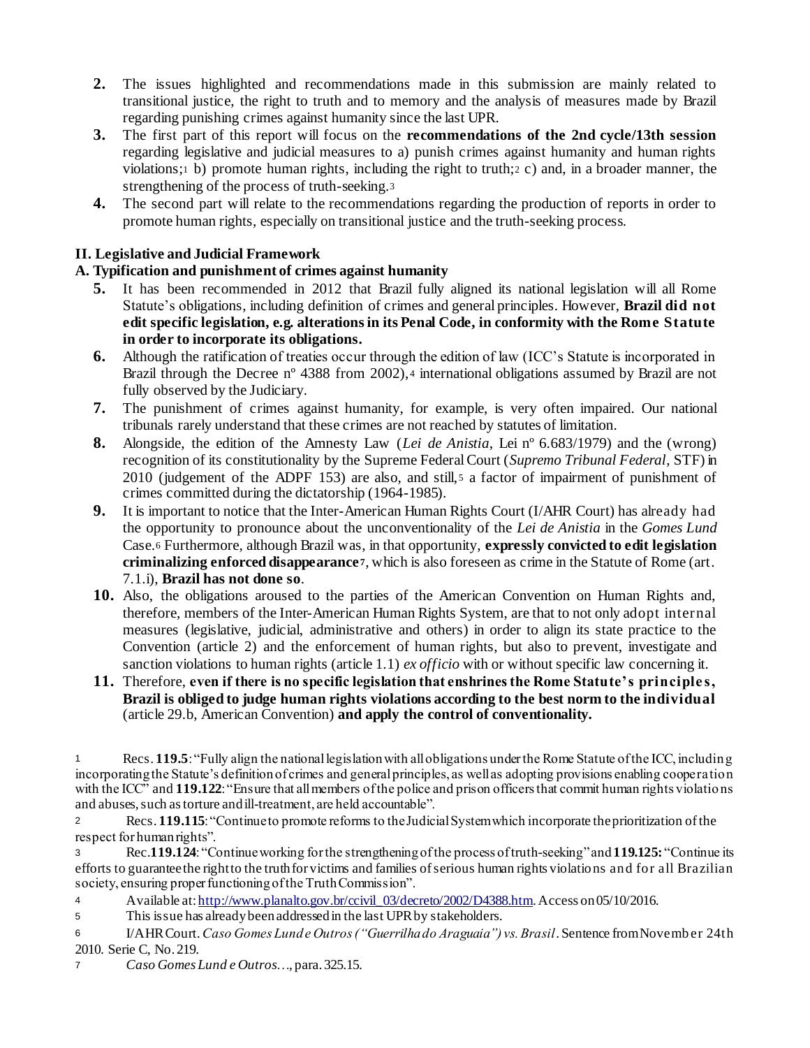2. The issues highlighted and recommendations made in this submission are mainly related to transitional justice, the right to truth and to memory and the analysis of measures made by Brazil regarding punishing crimes against humanity since the last UPR.
3. The first part of this report will focus on the **recommendations of the 2nd cycle/13th session** regarding legislative and judicial measures to a) punish crimes against humanity and human rights violations;[1] b) promote human rights, including the right to truth;[2] c) and, in a broader manner, the strengthening of the process of truth-seeking.[3]
4. The second part will relate to the recommendations regarding the production of reports in order to promote human rights, especially on transitional justice and the truth-seeking process.

## II. Legislative and Judicial Framework

### A. Typification and punishment of crimes against humanity

5. It has been recommended in 2012 that Brazil fully aligned its national legislation will all Rome Statute's obligations, including definition of crimes and general principles. However, **Brazil did not edit specific legislation, e.g. alterations in its Penal Code, in conformity with the Rome Statute in order to incorporate its obligations.**
6. Although the ratification of treaties occur through the edition of law (ICC's Statute is incorporated in Brazil through the Decree nº 4388 from 2002),[4] international obligations assumed by Brazil are not fully observed by the Judiciary.
7. The punishment of crimes against humanity, for example, is very often impaired. Our national tribunals rarely understand that these crimes are not reached by statutes of limitation.
8. Alongside, the edition of the Amnesty Law (*Lei de Anistia*, Lei nº 6.683/1979) and the (wrong) recognition of its constitutionality by the Supreme Federal Court (*Supremo Tribunal Federal*, STF) in 2010 (judgement of the ADPF 153) are also, and still,[5] a factor of impairment of punishment of crimes committed during the dictatorship (1964-1985).
9. It is important to notice that the Inter-American Human Rights Court (I/AHR Court) has already had the opportunity to pronounce about the unconventionality of the *Lei de Anistia* in the *Gomes Lund* Case.[6] Furthermore, although Brazil was, in that opportunity, **expressly convicted to edit legislation criminalizing enforced disappearance**[7], which is also foreseen as crime in the Statute of Rome (art. 7.1.i), **Brazil has not done so**.
10. Also, the obligations aroused to the parties of the American Convention on Human Rights and, therefore, members of the Inter-American Human Rights System, are that to not only adopt internal measures (legislative, judicial, administrative and others) in order to align its state practice to the Convention (article 2) and the enforcement of human rights, but also to prevent, investigate and sanction violations to human rights (article 1.1) *ex officio* with or without specific law concerning it.
11. Therefore, **even if there is no specific legislation that enshrines the Rome Statute's principles, Brazil is obliged to judge human rights violations according to the best norm to the individual** (article 29.b, American Convention) **and apply the control of conventionality.**

---

[1] Recs. **119.5**: "Fully align the national legislation with all obligations under the Rome Statute of the ICC, including incorporating the Statute's definition of crimes and general principles, as well as adopting provisions enabling cooperation with the ICC" and **119.122**: "Ensure that all members of the police and prison officers that commit human rights violations and abuses, such as torture and ill-treatment, are held accountable".

[2] Recs. **119.115**: "Continue to promote reforms to the Judicial System which incorporate the prioritization of the respect for human rights".

[3] Rec. **119.124**: "Continue working for the strengthening of the process of truth-seeking" and **119.125:** "Continue its efforts to guarantee the right to the truth for victims and families of serious human rights violations and for all Brazilian society, ensuring proper functioning of the Truth Commission".

[4] Available at: http://www.planalto.gov.br/ccivil_03/decreto/2002/D4388.htm. Access on 05/10/2016.

[5] This issue has already been addressed in the last UPR by stakeholders.

[6] I/AHR Court. *Caso Gomes Lund e Outros ("Guerrilha do Araguaia") vs. Brasil*. Sentence from November 24th 2010. Serie C, No. 219.

[7] *Caso Gomes Lund e Outros…*, para. 325.15.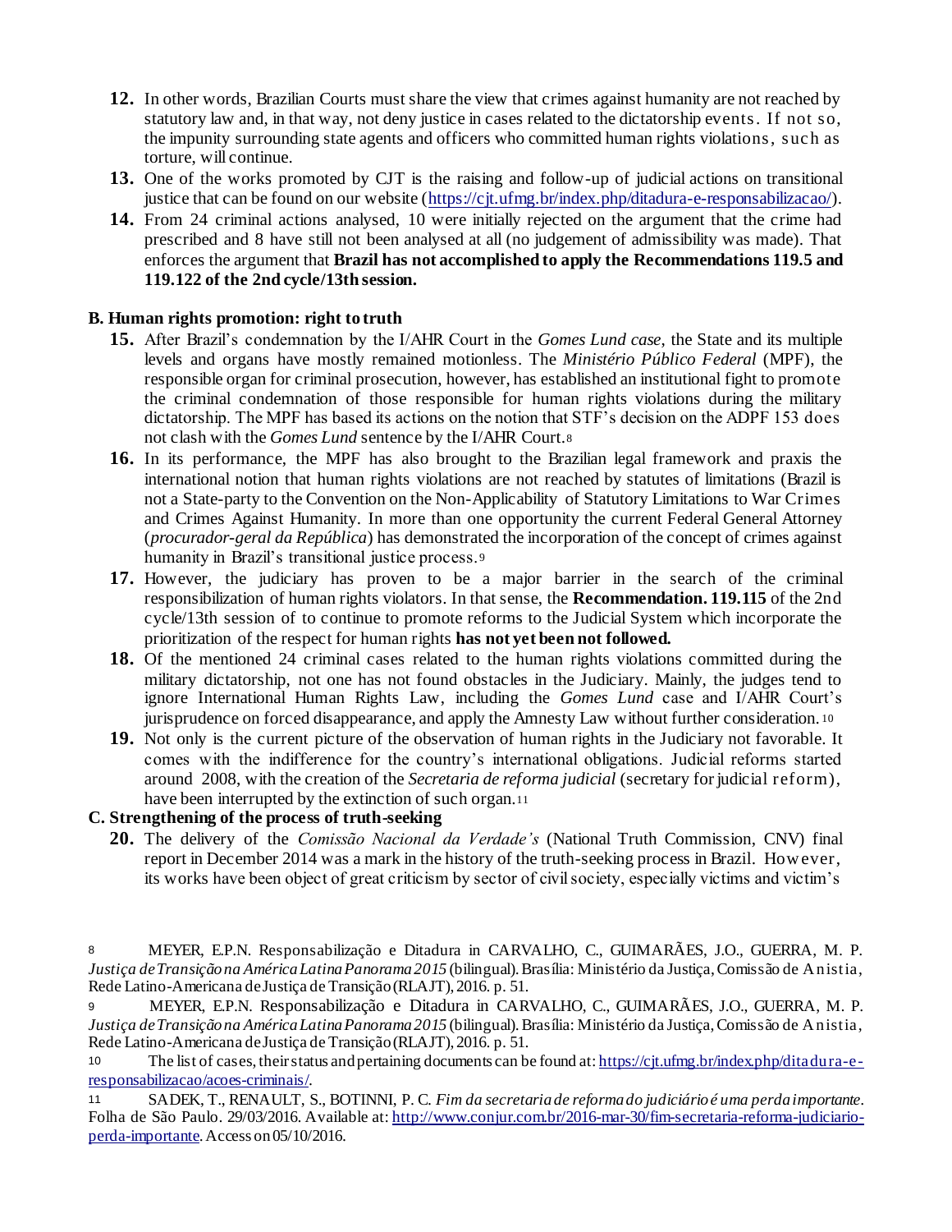12. In other words, Brazilian Courts must share the view that crimes against humanity are not reached by statutory law and, in that way, not deny justice in cases related to the dictatorship events. If not so, the impunity surrounding state agents and officers who committed human rights violations, such as torture, will continue.
13. One of the works promoted by CJT is the raising and follow-up of judicial actions on transitional justice that can be found on our website (https://cjt.ufmg.br/index.php/ditadura-e-responsabilizacao/).
14. From 24 criminal actions analysed, 10 were initially rejected on the argument that the crime had prescribed and 8 have still not been analysed at all (no judgement of admissibility was made). That enforces the argument that **Brazil has not accomplished to apply the Recommendations 119.5 and 119.122 of the 2nd cycle/13th session.**

**B. Human rights promotion: right to truth**

15. After Brazil's condemnation by the I/AHR Court in the *Gomes Lund case*, the State and its multiple levels and organs have mostly remained motionless. The *Ministério Público Federal* (MPF), the responsible organ for criminal prosecution, however, has established an institutional fight to promote the criminal condemnation of those responsible for human rights violations during the military dictatorship. The MPF has based its actions on the notion that STF's decision on the ADPF 153 does not clash with the *Gomes Lund* sentence by the I/AHR Court.[8]
16. In its performance, the MPF has also brought to the Brazilian legal framework and praxis the international notion that human rights violations are not reached by statutes of limitations (Brazil is not a State-party to the Convention on the Non-Applicability of Statutory Limitations to War Crimes and Crimes Against Humanity. In more than one opportunity the current Federal General Attorney (*procurador-geral da República*) has demonstrated the incorporation of the concept of crimes against humanity in Brazil's transitional justice process.[9]
17. However, the judiciary has proven to be a major barrier in the search of the criminal responsibilization of human rights violators. In that sense, the **Recommendation. 119.115** of the 2nd cycle/13th session of to continue to promote reforms to the Judicial System which incorporate the prioritization of the respect for human rights **has not yet been not followed.**
18. Of the mentioned 24 criminal cases related to the human rights violations committed during the military dictatorship, not one has not found obstacles in the Judiciary. Mainly, the judges tend to ignore International Human Rights Law, including the *Gomes Lund* case and I/AHR Court's jurisprudence on forced disappearance, and apply the Amnesty Law without further consideration.[10]
19. Not only is the current picture of the observation of human rights in the Judiciary not favorable. It comes with the indifference for the country's international obligations. Judicial reforms started around 2008, with the creation of the *Secretaria de reforma judicial* (secretary for judicial reform), have been interrupted by the extinction of such organ.[11]

**C. Strengthening of the process of truth-seeking**

20. The delivery of the *Comissão Nacional da Verdade's* (National Truth Commission, CNV) final report in December 2014 was a mark in the history of the truth-seeking process in Brazil. However, its works have been object of great criticism by sector of civil society, especially victims and victim's

---

[8] MEYER, E.P.N. Responsabilização e Ditadura in CARVALHO, C., GUIMARÃES, J.O., GUERRA, M. P. *Justiça de Transição na América Latina Panorama 2015* (bilingual). Brasília: Ministério da Justiça, Comissão de Anistia, Rede Latino-Americana de Justiça de Transição (RLAJT), 2016. p. 51.

[9] MEYER, E.P.N. Responsabilização e Ditadura in CARVALHO, C., GUIMARÃES, J.O., GUERRA, M. P. *Justiça de Transição na América Latina Panorama 2015* (bilingual). Brasília: Ministério da Justiça, Comissão de Anistia, Rede Latino-Americana de Justiça de Transição (RLAJT), 2016. p. 51.

[10] The list of cases, their status and pertaining documents can be found at: https://cjt.ufmg.br/index.php/ditadura-e-responsabilizacao/acoes-criminais/.

[11] SADEK, T., RENAULT, S., BOTINNI, P. C. *Fim da secretaria de reforma do judiciário é uma perda importante*. Folha de São Paulo. 29/03/2016. Available at: http://www.conjur.com.br/2016-mar-30/fim-secretaria-reforma-judiciario-perda-importante. Access on 05/10/2016.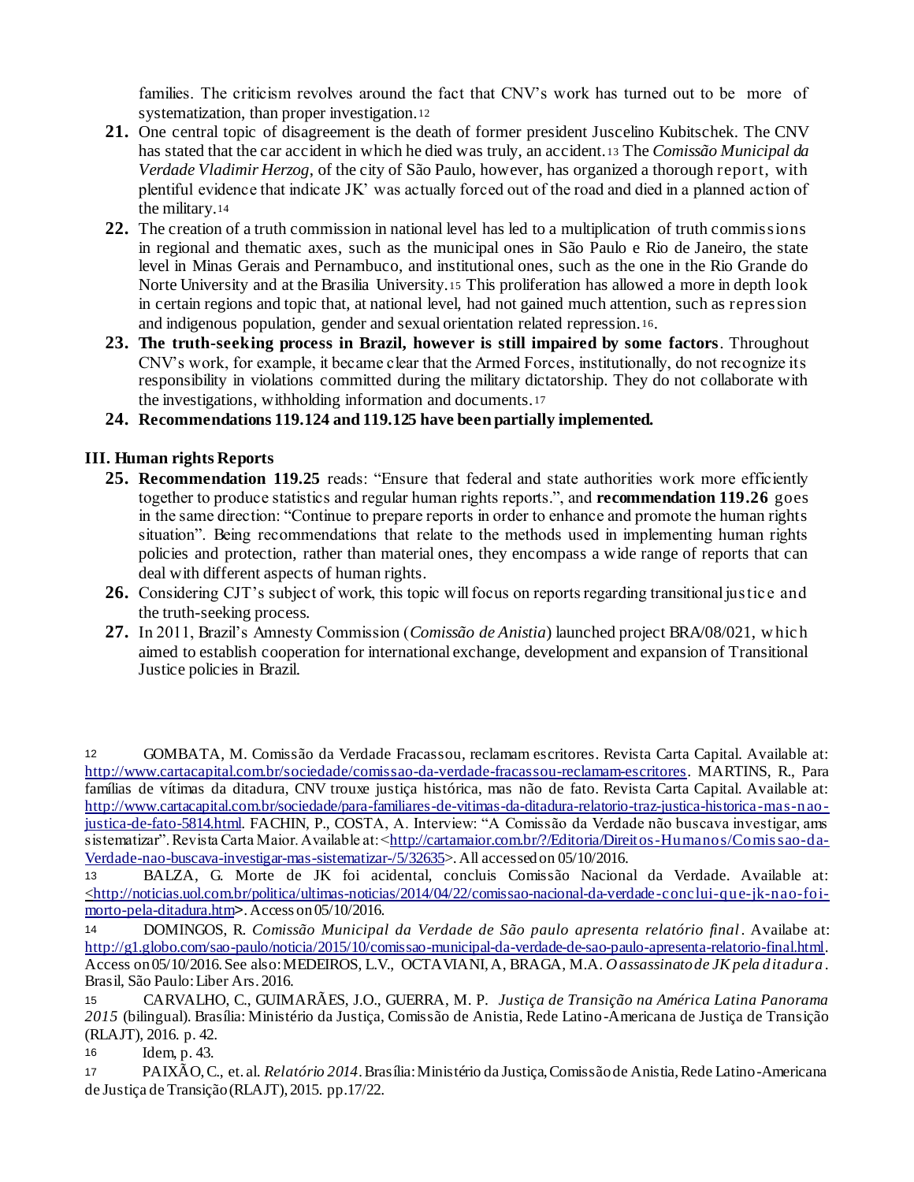families. The criticism revolves around the fact that CNV's work has turned out to be more of systematization, than proper investigation.[12]

21. One central topic of disagreement is the death of former president Juscelino Kubitschek. The CNV has stated that the car accident in which he died was truly, an accident.[13] The *Comissão Municipal da Verdade Vladimir Herzog*, of the city of São Paulo, however, has organized a thorough report, with plentiful evidence that indicate JK' was actually forced out of the road and died in a planned action of the military.[14]
22. The creation of a truth commission in national level has led to a multiplication of truth commissions in regional and thematic axes, such as the municipal ones in São Paulo e Rio de Janeiro, the state level in Minas Gerais and Pernambuco, and institutional ones, such as the one in the Rio Grande do Norte University and at the Brasilia University.[15] This proliferation has allowed a more in depth look in certain regions and topic that, at national level, had not gained much attention, such as repression and indigenous population, gender and sexual orientation related repression.[16].
23. **The truth-seeking process in Brazil, however is still impaired by some factors**. Throughout CNV's work, for example, it became clear that the Armed Forces, institutionally, do not recognize its responsibility in violations committed during the military dictatorship. They do not collaborate with the investigations, withholding information and documents.[17]
24. **Recommendations 119.124 and 119.125 have been partially implemented.**

## III. Human rights Reports

25. **Recommendation 119.25** reads: "Ensure that federal and state authorities work more efficiently together to produce statistics and regular human rights reports.", and **recommendation 119.26** goes in the same direction: "Continue to prepare reports in order to enhance and promote the human rights situation". Being recommendations that relate to the methods used in implementing human rights policies and protection, rather than material ones, they encompass a wide range of reports that can deal with different aspects of human rights.
26. Considering CJT's subject of work, this topic will focus on reports regarding transitional justice and the truth-seeking process.
27. In 2011, Brazil's Amnesty Commission (*Comissão de Anistia*) launched project BRA/08/021, which aimed to establish cooperation for international exchange, development and expansion of Transitional Justice policies in Brazil.

---

[12] GOMBATA, M. Comissão da Verdade Fracassou, reclamam escritores. Revista Carta Capital. Available at: http://www.cartacapital.com.br/sociedade/comissao-da-verdade-fracassou-reclamam-escritores. MARTINS, R., Para famílias de vítimas da ditadura, CNV trouxe justiça histórica, mas não de fato. Revista Carta Capital. Available at: http://www.cartacapital.com.br/sociedade/para-familiares-de-vitimas-da-ditadura-relatorio-traz-justica-historica-mas-nao-justica-de-fato-5814.html. FACHIN, P., COSTA, A. Interview: "A Comissão da Verdade não buscava investigar, ams sistematizar". Revista Carta Maior. Available at: <http://cartamaior.com.br/?/Editoria/Direitos-Humanos/Comissao-da-Verdade-nao-buscava-investigar-mas-sistematizar-/5/32635>. All accessed on 05/10/2016.

[13] BALZA, G. Morte de JK foi acidental, concluis Comissão Nacional da Verdade. Available at: <http://noticias.uol.com.br/politica/ultimas-noticias/2014/04/22/comissao-nacional-da-verdade-conclui-que-jk-nao-foi-morto-pela-ditadura.htm>. Access on 05/10/2016.

[14] DOMINGOS, R. *Comissão Municipal da Verdade de São paulo apresenta relatório final*. Availabe at: http://g1.globo.com/sao-paulo/noticia/2015/10/comissao-municipal-da-verdade-de-sao-paulo-apresenta-relatorio-final.html. Access on 05/10/2016. See also: MEDEIROS, L.V., OCTAVIANI, A, BRAGA, M.A. *O assassinato de JK pela ditadura*. Brasil, São Paulo: Liber Ars. 2016.

[15] CARVALHO, C., GUIMARÃES, J.O., GUERRA, M. P. *Justiça de Transição na América Latina Panorama 2015* (bilingual). Brasília: Ministério da Justiça, Comissão de Anistia, Rede Latino-Americana de Justiça de Transição (RLAJT), 2016. p. 42.

[16] Idem, p. 43.

[17] PAIXÃO, C., et. al. *Relatório 2014*. Brasília: Ministério da Justiça, Comissão de Anistia, Rede Latino-Americana de Justiça de Transição (RLAJT), 2015. pp.17/22.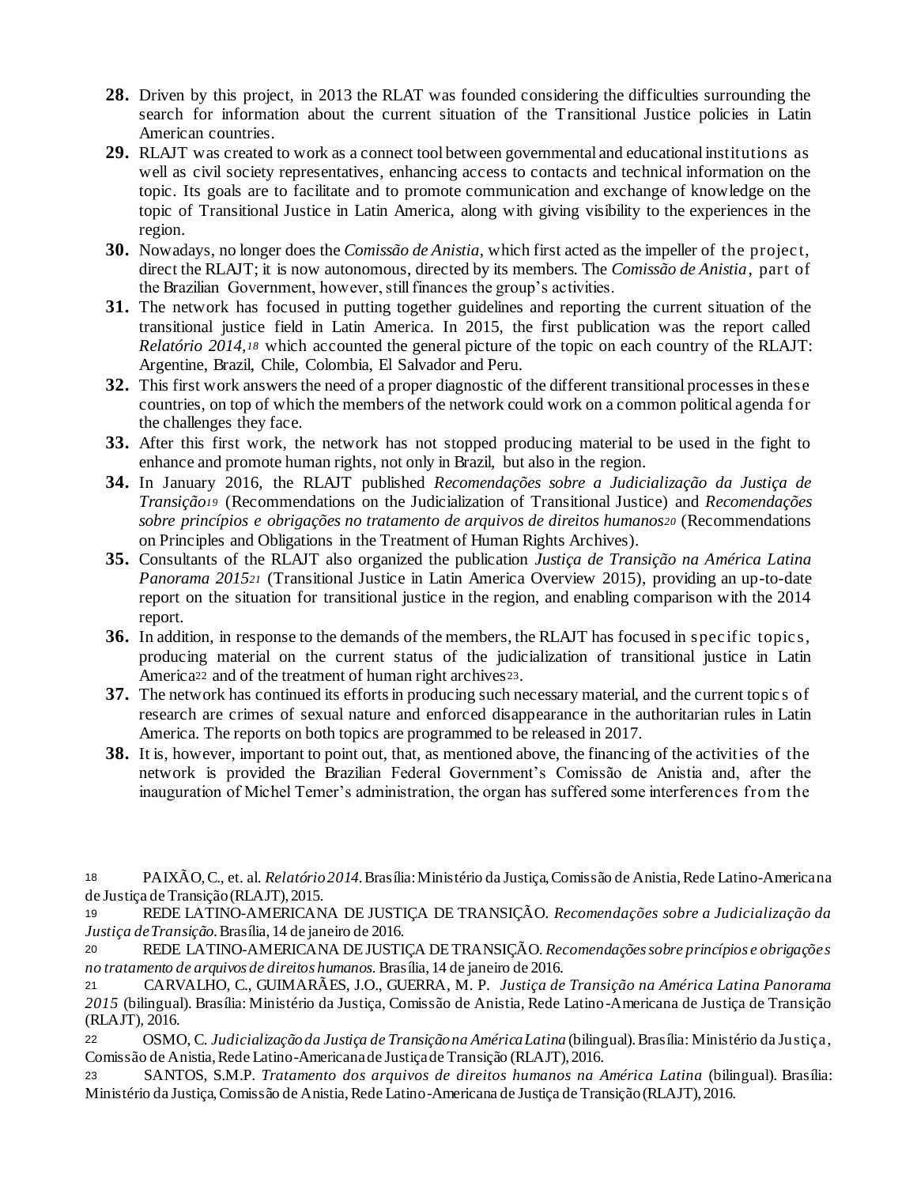**28.** Driven by this project, in 2013 the RLAT was founded considering the difficulties surrounding the search for information about the current situation of the Transitional Justice policies in Latin American countries.

**29.** RLAJT was created to work as a connect tool between governmental and educational institutions as well as civil society representatives, enhancing access to contacts and technical information on the topic. Its goals are to facilitate and to promote communication and exchange of knowledge on the topic of Transitional Justice in Latin America, along with giving visibility to the experiences in the region.

**30.** Nowadays, no longer does the *Comissão de Anistia*, which first acted as the impeller of the project, direct the RLAJT; it is now autonomous, directed by its members. The *Comissão de Anistia*, part of the Brazilian Government, however, still finances the group's activities.

**31.** The network has focused in putting together guidelines and reporting the current situation of the transitional justice field in Latin America. In 2015, the first publication was the report called *Relatório 2014,*[18] which accounted the general picture of the topic on each country of the RLAJT: Argentine, Brazil, Chile, Colombia, El Salvador and Peru.

**32.** This first work answers the need of a proper diagnostic of the different transitional processes in these countries, on top of which the members of the network could work on a common political agenda for the challenges they face.

**33.** After this first work, the network has not stopped producing material to be used in the fight to enhance and promote human rights, not only in Brazil, but also in the region.

**34.** In January 2016, the RLAJT published *Recomendações sobre a Judicialização da Justiça de Transição*[19] (Recommendations on the Judicialization of Transitional Justice) and *Recomendações sobre princípios e obrigações no tratamento de arquivos de direitos humanos*[20] (Recommendations on Principles and Obligations in the Treatment of Human Rights Archives).

**35.** Consultants of the RLAJT also organized the publication *Justiça de Transição na América Latina Panorama 2015*[21] (Transitional Justice in Latin America Overview 2015), providing an up-to-date report on the situation for transitional justice in the region, and enabling comparison with the 2014 report.

**36.** In addition, in response to the demands of the members, the RLAJT has focused in specific topics, producing material on the current status of the judicialization of transitional justice in Latin America[22] and of the treatment of human right archives[23].

**37.** The network has continued its efforts in producing such necessary material, and the current topics of research are crimes of sexual nature and enforced disappearance in the authoritarian rules in Latin America. The reports on both topics are programmed to be released in 2017.

**38.** It is, however, important to point out, that, as mentioned above, the financing of the activities of the network is provided the Brazilian Federal Government's Comissão de Anistia and, after the inauguration of Michel Temer's administration, the organ has suffered some interferences from the

---

[18] PAIXÃO, C., et. al. *Relatório 2014*. Brasília: Ministério da Justiça, Comissão de Anistia, Rede Latino-Americana de Justiça de Transição (RLAJT), 2015.

[19] REDE LATINO-AMERICANA DE JUSTIÇA DE TRANSIÇÃO. *Recomendações sobre a Judicialização da Justiça de Transição*. Brasília, 14 de janeiro de 2016.

[20] REDE LATINO-AMERICANA DE JUSTIÇA DE TRANSIÇÃO. *Recomendações sobre princípios e obrigações no tratamento de arquivos de direitos humanos*. Brasília, 14 de janeiro de 2016.

[21] CARVALHO, C., GUIMARÃES, J.O., GUERRA, M. P. *Justiça de Transição na América Latina Panorama 2015* (bilingual). Brasília: Ministério da Justiça, Comissão de Anistia, Rede Latino-Americana de Justiça de Transição (RLAJT), 2016.

[22] OSMO, C. *Judicialização da Justiça de Transição na América Latina* (bilingual). Brasília: Ministério da Justiça, Comissão de Anistia, Rede Latino-Americana de Justiça de Transição (RLAJT), 2016.

[23] SANTOS, S.M.P. *Tratamento dos arquivos de direitos humanos na América Latina* (bilingual). Brasília: Ministério da Justiça, Comissão de Anistia, Rede Latino-Americana de Justiça de Transição (RLAJT), 2016.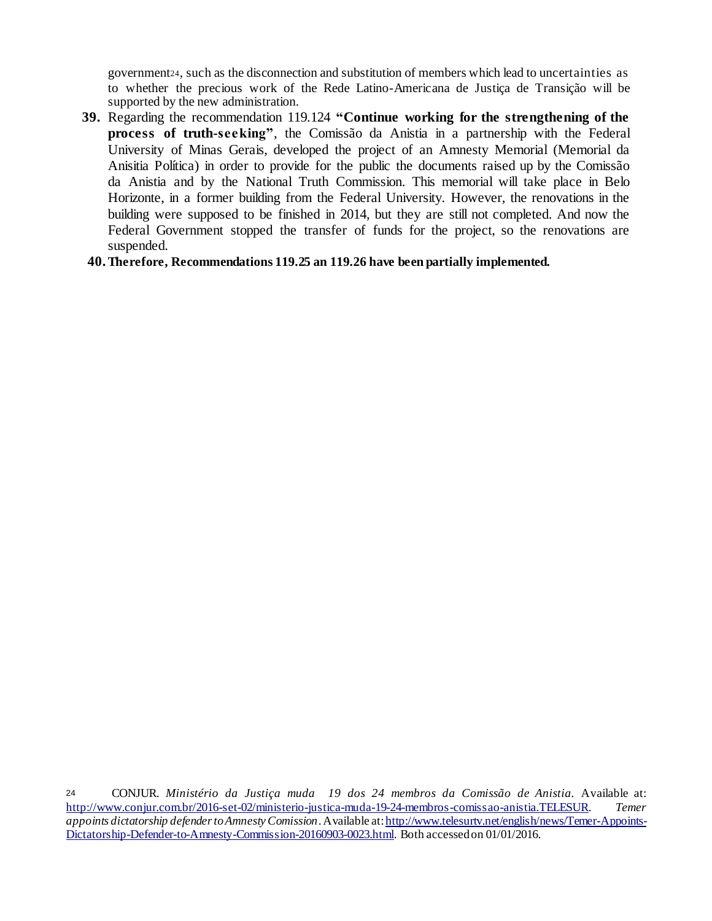government[24], such as the disconnection and substitution of members which lead to uncertainties as to whether the precious work of the Rede Latino-Americana de Justiça de Transição will be supported by the new administration.

39. Regarding the recommendation 119.124 **"Continue working for the strengthening of the process of truth-seeking"**, the Comissão da Anistia in a partnership with the Federal University of Minas Gerais, developed the project of an Amnesty Memorial (Memorial da Anisitia Política) in order to provide for the public the documents raised up by the Comissão da Anistia and by the National Truth Commission. This memorial will take place in Belo Horizonte, in a former building from the Federal University. However, the renovations in the building were supposed to be finished in 2014, but they are still not completed. And now the Federal Government stopped the transfer of funds for the project, so the renovations are suspended.

40. **Therefore, Recommendations 119.25 an 119.26 have been partially implemented.**

---

[24] CONJUR. *Ministério da Justiça muda 19 dos 24 membros da Comissão de Anistia.* Available at: http://www.conjur.com.br/2016-set-02/ministerio-justica-muda-19-24-membros-comissao-anistia.TELESUR. *Temer appoints dictatorship defender to Amnesty Comission*. Available at: http://www.telesurtv.net/english/news/Temer-Appoints-Dictatorship-Defender-to-Amnesty-Commission-20160903-0023.html. Both accessed on 01/01/2016.